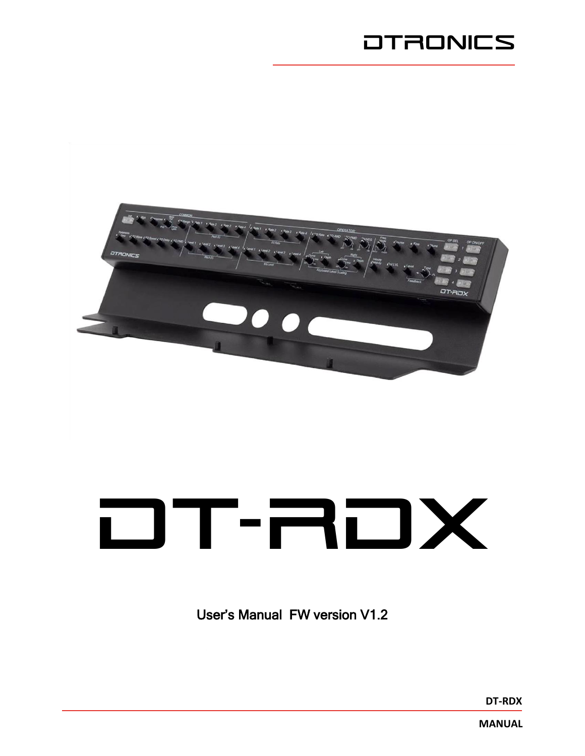DTRONICS

# DT-RDX

User's Manual FW version V1.2

DT-RDX

MANUAL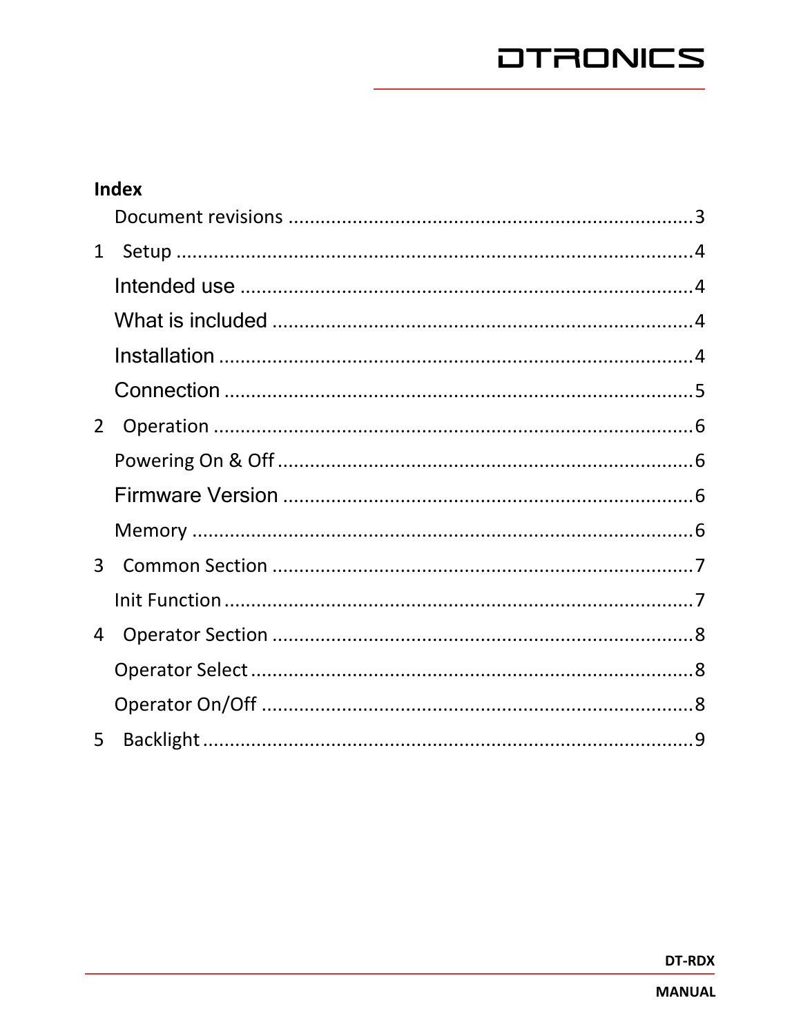**Index**

Document revisions ............................................................................3

1 Setup ..................................................................................................4

Intended use ......................................................................................4

What is included ................................................................................4

Installation ..........................................................................................4

Connection .........................................................................................5

2 Operation ...........................................................................................6

Powering On & Off ...............................................................................6

Firmware Version .................................................................................6

Memory ...............................................................................................6

3 Common Section ................................................................................7

Init Function ........................................................................................7

4 Operator Section ................................................................................8

Operator Select ...................................................................................8

Operator On/Off ..................................................................................8

5 Backlight ............................................................................................9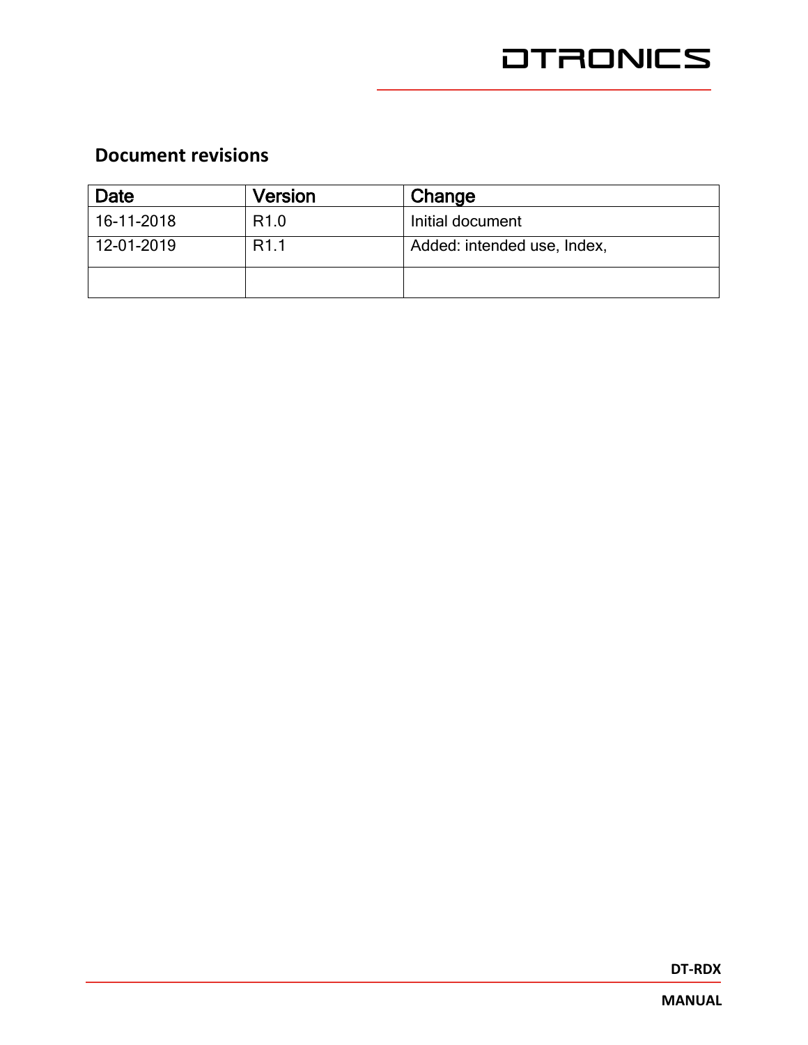## Document revisions

| Date | Version | Change |
|---|---|---|
| 16-11-2018 | R1.0 | Initial document |
| 12-01-2019 | R1.1 | Added: intended use, Index, |
| | | |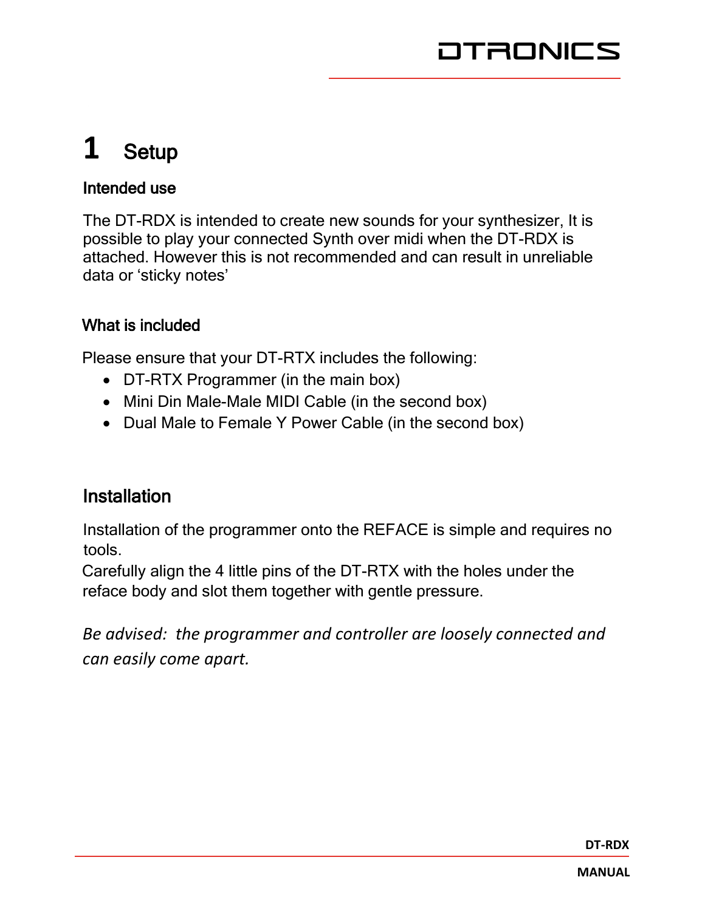# 1 Setup

### Intended use

The DT-RDX is intended to create new sounds for your synthesizer, It is possible to play your connected Synth over midi when the DT-RDX is attached. However this is not recommended and can result in unreliable data or 'sticky notes'

### What is included

Please ensure that your DT-RTX includes the following:

- DT-RTX Programmer (in the main box)
- Mini Din Male-Male MIDI Cable (in the second box)
- Dual Male to Female Y Power Cable (in the second box)

## Installation

Installation of the programmer onto the REFACE is simple and requires no tools.
Carefully align the 4 little pins of the DT-RTX with the holes under the reface body and slot them together with gentle pressure.

*Be advised: the programmer and controller are loosely connected and can easily come apart.*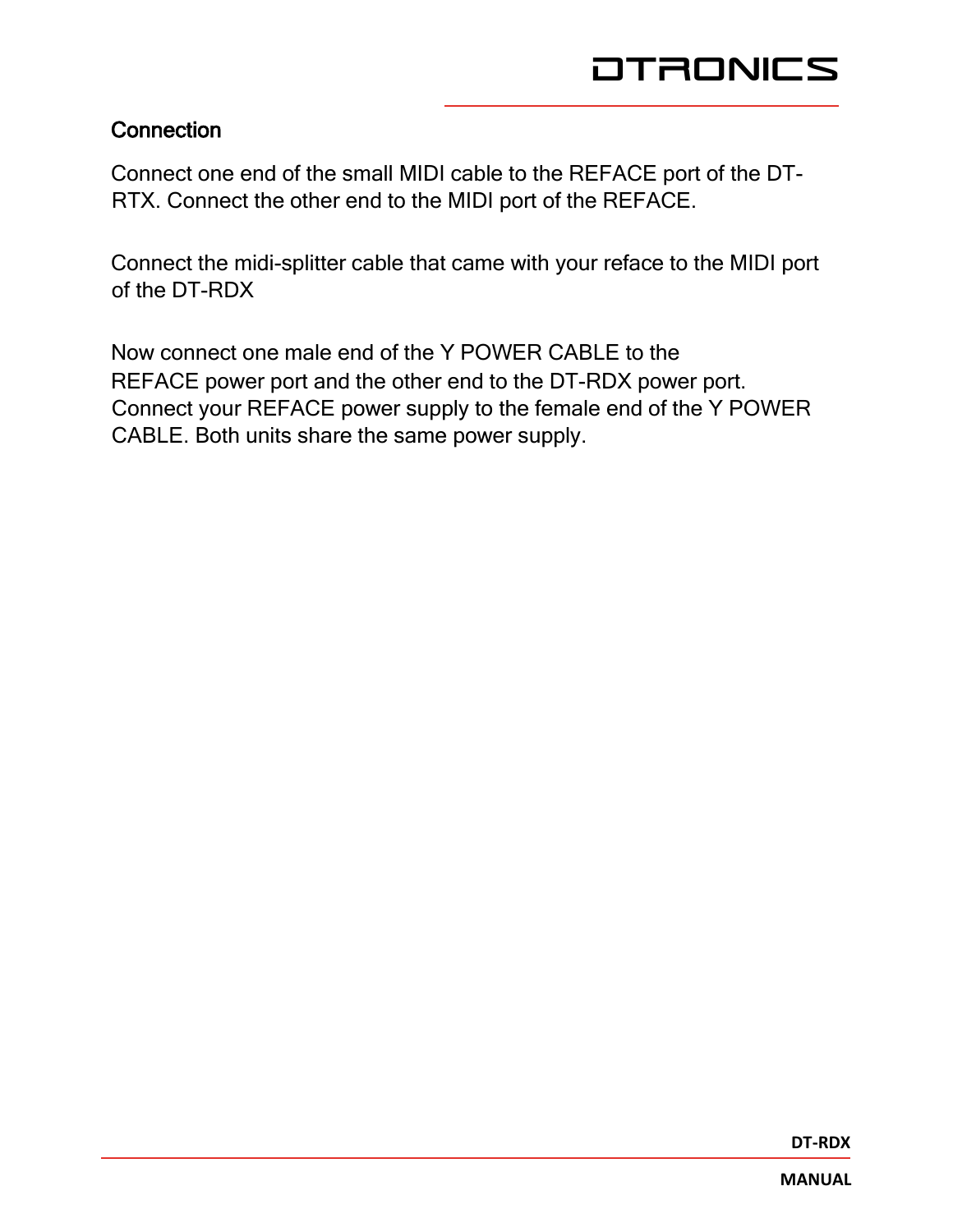## Connection

Connect one end of the small MIDI cable to the REFACE port of the DT-RTX. Connect the other end to the MIDI port of the REFACE.

Connect the midi-splitter cable that came with your reface to the MIDI port of the DT-RDX

Now connect one male end of the Y POWER CABLE to the REFACE power port and the other end to the DT-RDX power port. Connect your REFACE power supply to the female end of the Y POWER CABLE. Both units share the same power supply.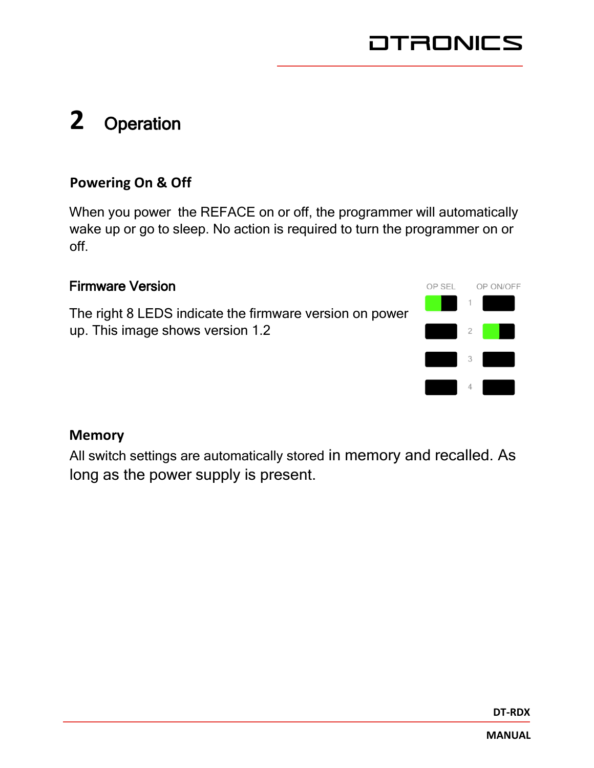# 2 Operation

### Powering On & Off

When you power the REFACE on or off, the programmer will automatically wake up or go to sleep. No action is required to turn the programmer on or off.

### Firmware Version

The right 8 LEDS indicate the firmware version on power up. This image shows version 1.2

OP SEL  OP ON/OFF

1

2

3

4

### Memory

All switch settings are automatically stored in memory and recalled. As long as the power supply is present.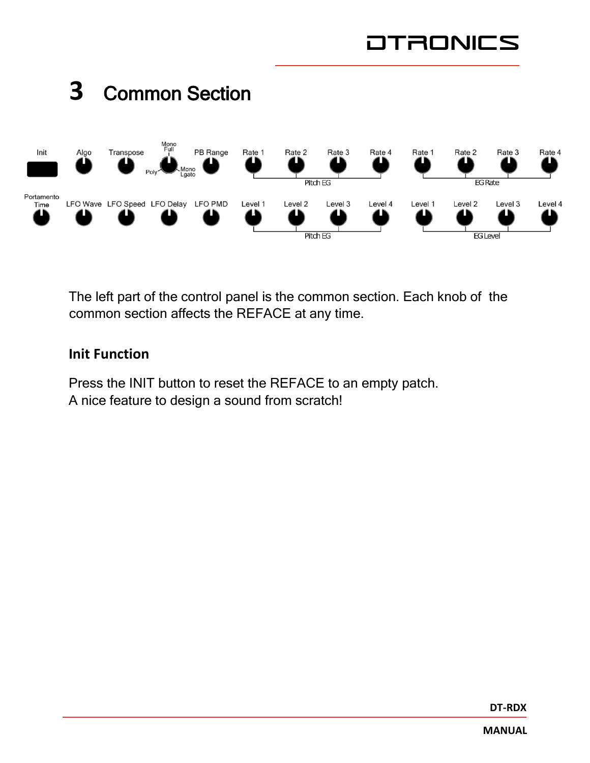# 3 Common Section

The left part of the control panel is the common section. Each knob of the common section affects the REFACE at any time.

### Init Function

Press the INIT button to reset the REFACE to an empty patch.
A nice feature to design a sound from scratch!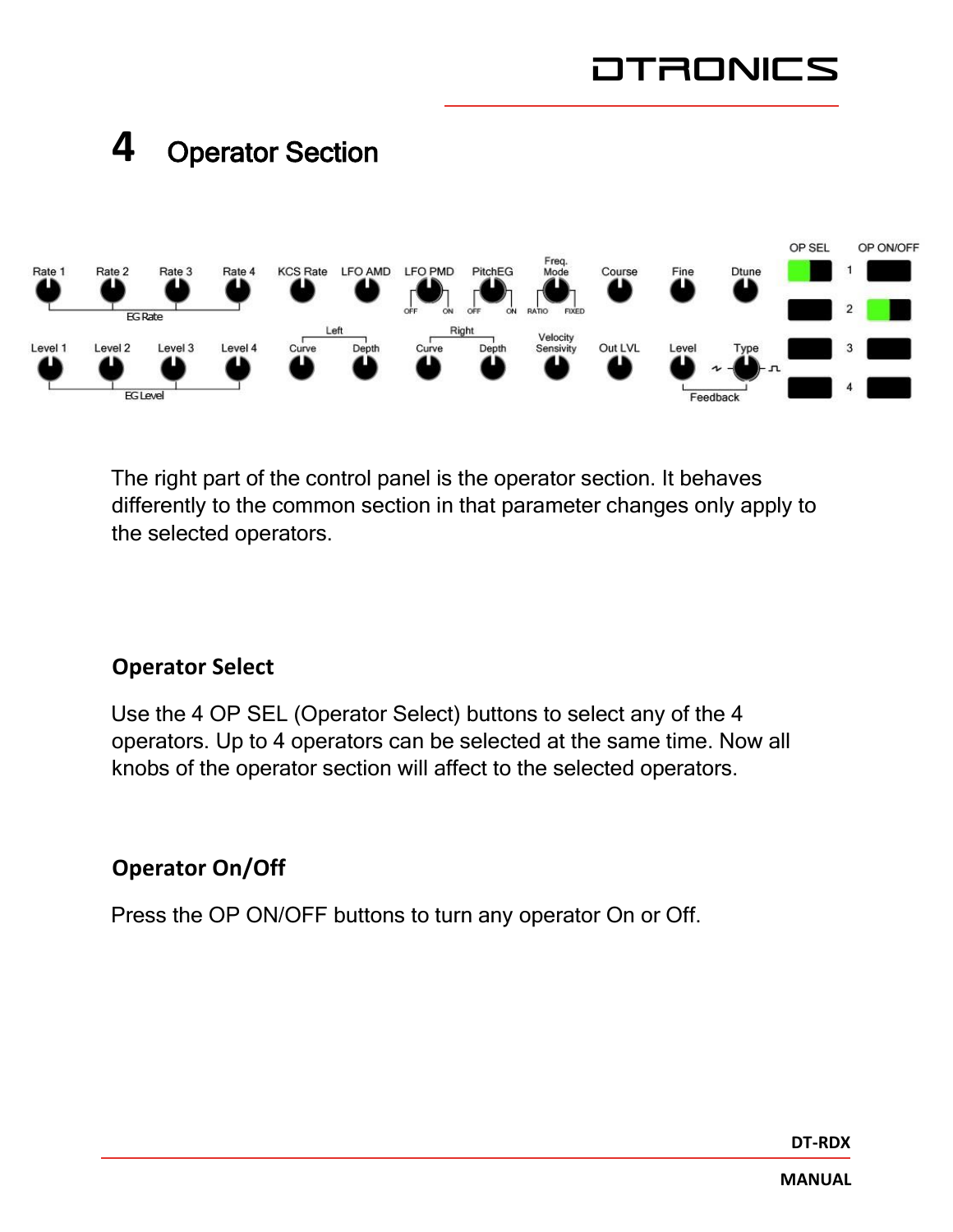# 4 Operator Section

The right part of the control panel is the operator section. It behaves differently to the common section in that parameter changes only apply to the selected operators.

## Operator Select

Use the 4 OP SEL (Operator Select) buttons to select any of the 4 operators. Up to 4 operators can be selected at the same time. Now all knobs of the operator section will affect to the selected operators.

## Operator On/Off

Press the OP ON/OFF buttons to turn any operator On or Off.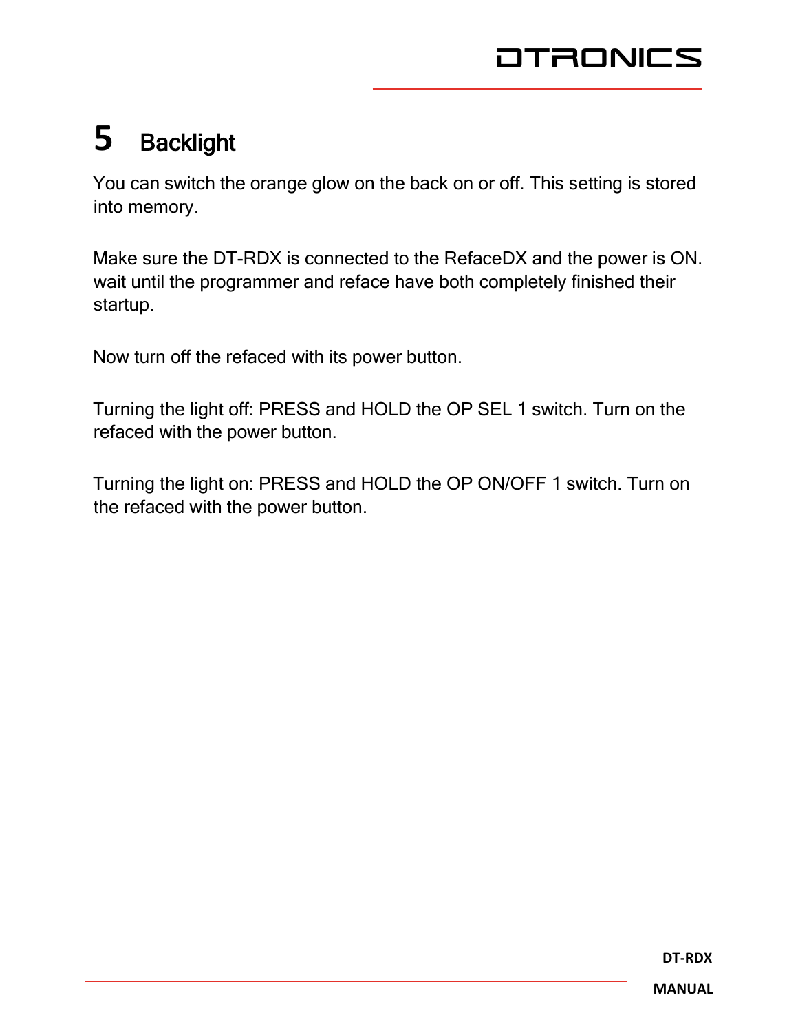# 5 Backlight

You can switch the orange glow on the back on or off. This setting is stored into memory.

Make sure the DT-RDX is connected to the RefaceDX and the power is ON. wait until the programmer and reface have both completely finished their startup.

Now turn off the refaced with its power button.

Turning the light off: PRESS and HOLD the OP SEL 1 switch. Turn on the refaced with the power button.

Turning the light on: PRESS and HOLD the OP ON/OFF 1 switch. Turn on the refaced with the power button.